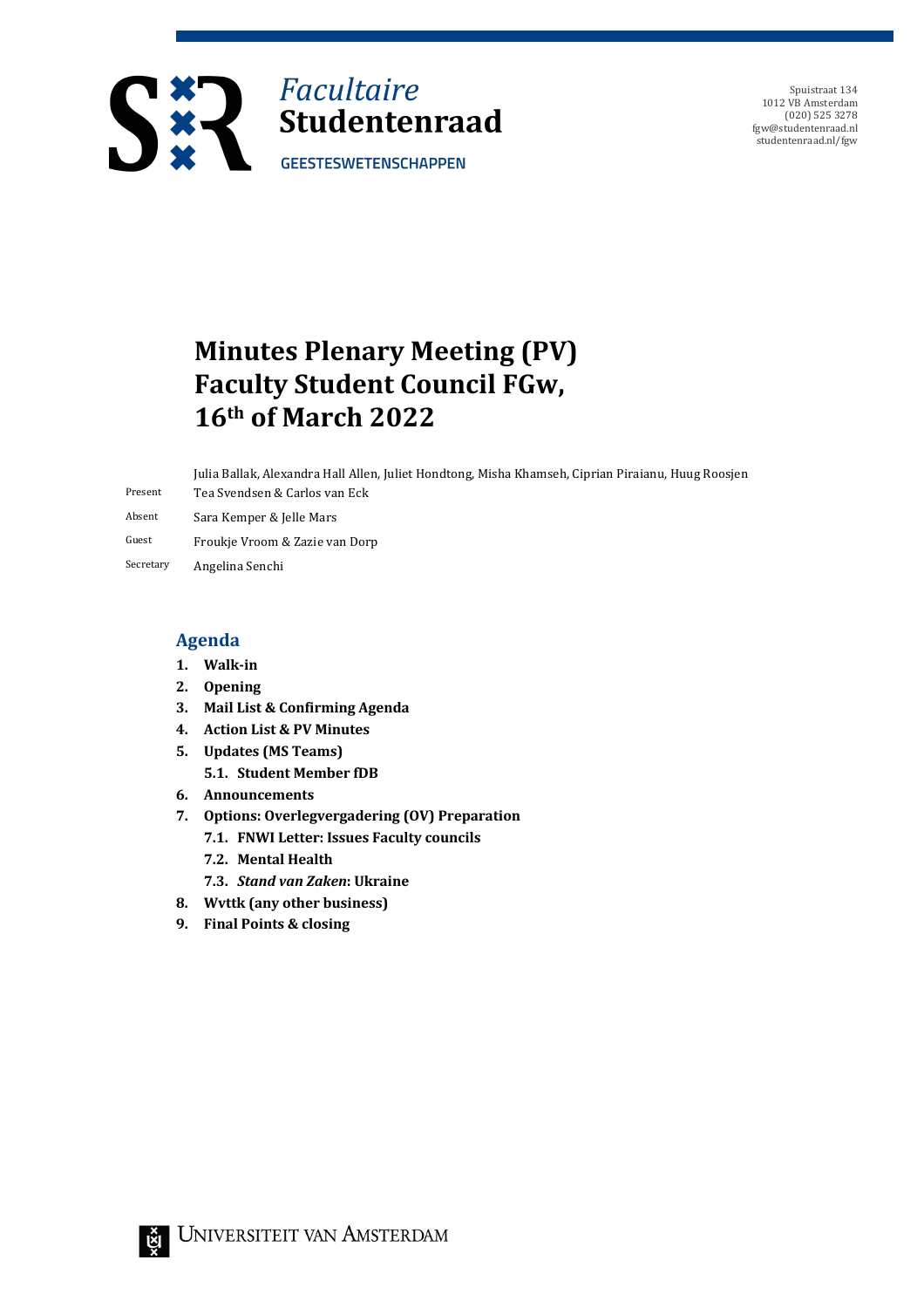**Facultaire Studentenraad**
**GEESTESWETENSCHAPPEN**

Spuistraat 134
1012 VB Amsterdam
(020) 525 3278
fgw@studentenraad.nl
studentenraad.nl/fgw

# Minutes Plenary Meeting (PV) Faculty Student Council FGw, 16th of March 2022

| | |
|---|---|
| Present | Julia Ballak, Alexandra Hall Allen, Juliet Hondtong, Misha Khamseh, Ciprian Piraianu, Huug Roosjen Tea Svendsen & Carlos van Eck |
| Absent | Sara Kemper & Jelle Mars |
| Guest | Froukje Vroom & Zazie van Dorp |
| Secretary | Angelina Senchi |

## Agenda

1. **Walk-in**
2. **Opening**
3. **Mail List & Confirming Agenda**
4. **Action List & PV Minutes**
5. **Updates (MS Teams)**
    - 5.1. **Student Member fDB**
6. **Announcements**
7. **Options: Overlegvergadering (OV) Preparation**
    - 7.1. **FNWI Letter: Issues Faculty councils**
    - 7.2. **Mental Health**
    - 7.3. ***Stand van Zaken*: Ukraine**
8. **Wvttk (any other business)**
9. **Final Points & closing**

Universiteit van Amsterdam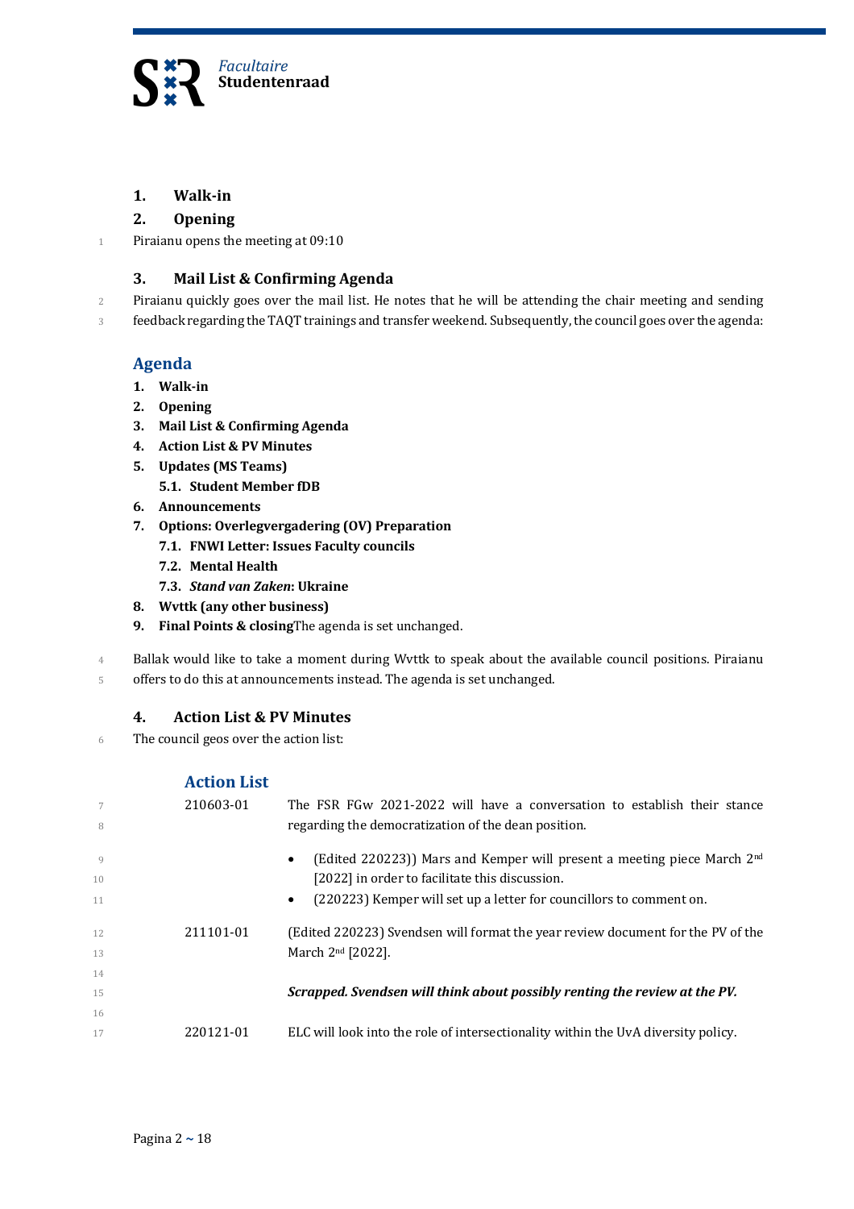## 1. Walk-in

## 2. Opening

Piraianu opens the meeting at 09:10

## 3. Mail List & Confirming Agenda

Piraianu quickly goes over the mail list. He notes that he will be attending the chair meeting and sending feedback regarding the TAQT trainings and transfer weekend. Subsequently, the council goes over the agenda:

### Agenda

1. **Walk-in**
2. **Opening**
3. **Mail List & Confirming Agenda**
4. **Action List & PV Minutes**
5. **Updates (MS Teams)**
   - **5.1. Student Member fDB**
6. **Announcements**
7. **Options: Overlegvergadering (OV) Preparation**
   - **7.1. FNWI Letter: Issues Faculty councils**
   - **7.2. Mental Health**
   - **7.3. *Stand van Zaken*: Ukraine**
8. **Wvttk (any other business)**
9. **Final Points & closing**The agenda is set unchanged.

Ballak would like to take a moment during Wvttk to speak about the available council positions. Piraianu offers to do this at announcements instead. The agenda is set unchanged.

## 4. Action List & PV Minutes

The council geos over the action list:

### Action List

| | |
|---|---|
| 210603-01 | The FSR FGw 2021-2022 will have a conversation to establish their stance regarding the democratization of the dean position.<br>• (Edited 220223)) Mars and Kemper will present a meeting piece March 2nd [2022] in order to facilitate this discussion.<br>• (220223) Kemper will set up a letter for councillors to comment on. |
| 211101-01 | (Edited 220223) Svendsen will format the year review document for the PV of the March 2nd [2022].<br><br>***Scrapped. Svendsen will think about possibly renting the review at the PV.*** |
| 220121-01 | ELC will look into the role of intersectionality within the UvA diversity policy. |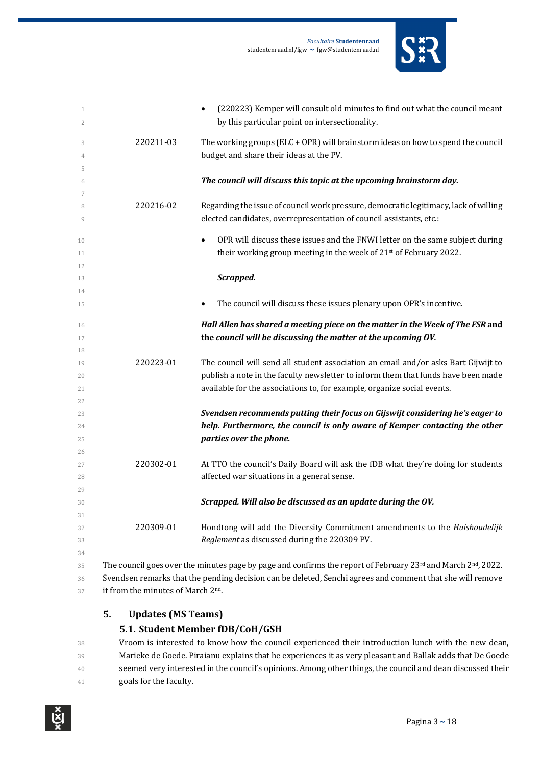- (220223) Kemper will consult old minutes to find out what the council meant by this particular point on intersectionality.

| | |
|---|---|
| 220211-03 | The working groups (ELC + OPR) will brainstorm ideas on how to spend the council budget and share their ideas at the PV. |

***The council will discuss this topic at the upcoming brainstorm day.***

| | |
|---|---|
| 220216-02 | Regarding the issue of council work pressure, democratic legitimacy, lack of willing elected candidates, overrepresentation of council assistants, etc.: |

- OPR will discuss these issues and the FNWI letter on the same subject during their working group meeting in the week of 21st of February 2022.

  ***Scrapped.***

- The council will discuss these issues plenary upon OPR's incentive.

***Hall Allen has shared a meeting piece on the matter in the Week of The FSR* and the *council will be discussing the matter at the upcoming OV.***

| | |
|---|---|
| 220223-01 | The council will send all student association an email and/or asks Bart Gijwijt to publish a note in the faculty newsletter to inform them that funds have been made available for the associations to, for example, organize social events. |

***Svendsen recommends putting their focus on Gijswijt considering he's eager to help. Furthermore, the council is only aware of Kemper contacting the other parties over the phone.***

| | |
|---|---|
| 220302-01 | At TTO the council's Daily Board will ask the fDB what they're doing for students affected war situations in a general sense. |

***Scrapped. Will also be discussed as an update during the OV.***

| | |
|---|---|
| 220309-01 | Hondtong will add the Diversity Commitment amendments to the *Huishoudelijk Reglement* as discussed during the 220309 PV. |

The council goes over the minutes page by page and confirms the report of February 23rd and March 2nd, 2022. Svendsen remarks that the pending decision can be deleted, Senchi agrees and comment that she will remove it from the minutes of March 2nd.

## 5. Updates (MS Teams)

### 5.1. Student Member fDB/CoH/GSH

Vroom is interested to know how the council experienced their introduction lunch with the new dean, Marieke de Goede. Piraianu explains that he experiences it as very pleasant and Ballak adds that De Goede seemed very interested in the council's opinions. Among other things, the council and dean discussed their goals for the faculty.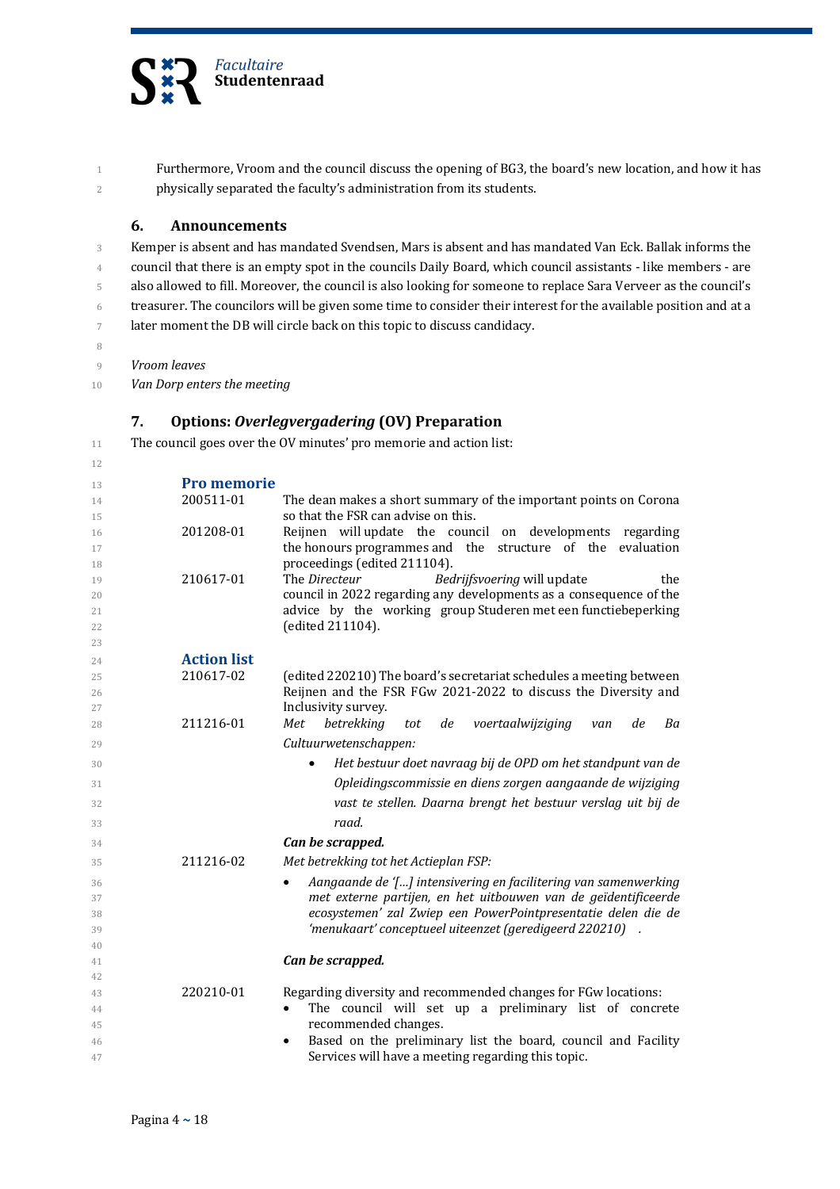Furthermore, Vroom and the council discuss the opening of BG3, the board's new location, and how it has physically separated the faculty's administration from its students.

### 6. Announcements

Kemper is absent and has mandated Svendsen, Mars is absent and has mandated Van Eck. Ballak informs the council that there is an empty spot in the councils Daily Board, which council assistants - like members - are also allowed to fill. Moreover, the council is also looking for someone to replace Sara Verveer as the council's treasurer. The councilors will be given some time to consider their interest for the available position and at a later moment the DB will circle back on this topic to discuss candidacy.

*Vroom leaves*

*Van Dorp enters the meeting*

### 7. Options: *Overlegvergadering* (OV) Preparation

The council goes over the OV minutes' pro memorie and action list:

**Pro memorie**

| | |
|---|---|
| 200511-01 | The dean makes a short summary of the important points on Corona so that the FSR can advise on this. |
| 201208-01 | Reijnen will update the council on developments regarding the honours programmes and the structure of the evaluation proceedings (edited 211104). |
| 210617-01 | The *Directeur Bedrijfsvoering* will update the council in 2022 regarding any developments as a consequence of the advice by the working group Studeren met een functiebeperking (edited 211104). |

**Action list**

| | |
|---|---|
| 210617-02 | (edited 220210) The board's secretariat schedules a meeting between Reijnen and the FSR FGw 2021-2022 to discuss the Diversity and Inclusivity survey. |
| 211216-01 | *Met betrekking tot de voertaalwijziging van de Ba Cultuurwetenschappen:* <br> • *Het bestuur doet navraag bij de OPD om het standpunt van de Opleidingscommissie en diens zorgen aangaande de wijziging vast te stellen. Daarna brengt het bestuur verslag uit bij de raad.* <br> ***Can be scrapped.*** |
| 211216-02 | *Met betrekking tot het Actieplan FSP:* <br> • *Aangaande de '[...] intensivering en facilitering van samenwerking met externe partijen, en het uitbouwen van de geïdentificeerde ecosystemen' zal Zwiep een PowerPointpresentatie delen die de 'menukaart' conceptueel uiteenzet (geredigeerd 220210)* . <br> ***Can be scrapped.*** |
| 220210-01 | Regarding diversity and recommended changes for FGw locations: <br> • The council will set up a preliminary list of concrete recommended changes. <br> • Based on the preliminary list the board, council and Facility Services will have a meeting regarding this topic. |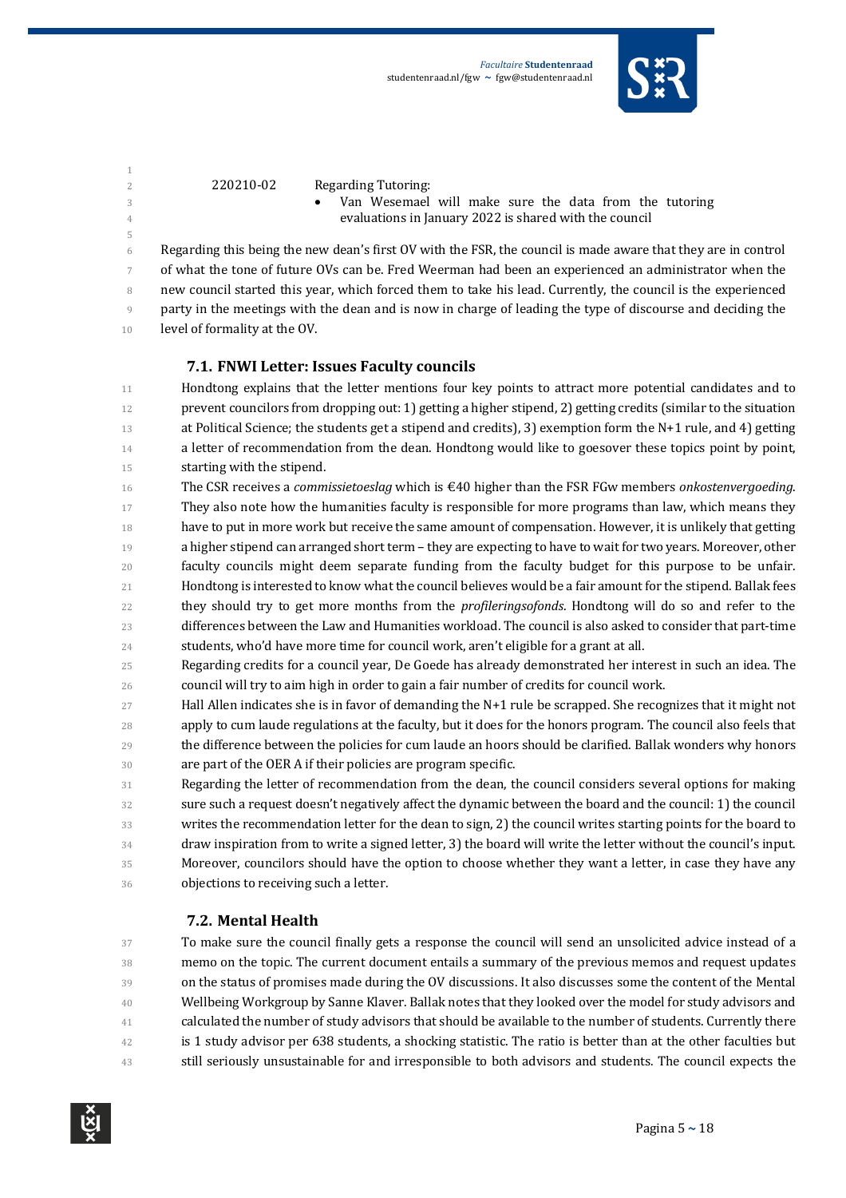| 220210-02 | Regarding Tutoring: |
|---|---|
| | • Van Wesemael will make sure the data from the tutoring evaluations in January 2022 is shared with the council |

Regarding this being the new dean's first OV with the FSR, the council is made aware that they are in control of what the tone of future OVs can be. Fred Weerman had been an experienced an administrator when the new council started this year, which forced them to take his lead. Currently, the council is the experienced party in the meetings with the dean and is now in charge of leading the type of discourse and deciding the level of formality at the OV.

### 7.1. FNWI Letter: Issues Faculty councils

Hondtong explains that the letter mentions four key points to attract more potential candidates and to prevent councilors from dropping out: 1) getting a higher stipend, 2) getting credits (similar to the situation at Political Science; the students get a stipend and credits), 3) exemption form the N+1 rule, and 4) getting a letter of recommendation from the dean. Hondtong would like to goesover these topics point by point, starting with the stipend.

The CSR receives a *commissietoeslag* which is €40 higher than the FSR FGw members *onkostenvergoeding*. They also note how the humanities faculty is responsible for more programs than law, which means they have to put in more work but receive the same amount of compensation. However, it is unlikely that getting a higher stipend can arranged short term – they are expecting to have to wait for two years. Moreover, other faculty councils might deem separate funding from the faculty budget for this purpose to be unfair. Hondtong is interested to know what the council believes would be a fair amount for the stipend. Ballak fees they should try to get more months from the *profileringsofonds*. Hondtong will do so and refer to the differences between the Law and Humanities workload. The council is also asked to consider that part-time students, who'd have more time for council work, aren't eligible for a grant at all.

Regarding credits for a council year, De Goede has already demonstrated her interest in such an idea. The council will try to aim high in order to gain a fair number of credits for council work.

Hall Allen indicates she is in favor of demanding the N+1 rule be scrapped. She recognizes that it might not apply to cum laude regulations at the faculty, but it does for the honors program. The council also feels that the difference between the policies for cum laude an hoors should be clarified. Ballak wonders why honors are part of the OER A if their policies are program specific.

Regarding the letter of recommendation from the dean, the council considers several options for making sure such a request doesn't negatively affect the dynamic between the board and the council: 1) the council writes the recommendation letter for the dean to sign, 2) the council writes starting points for the board to draw inspiration from to write a signed letter, 3) the board will write the letter without the council's input. Moreover, councilors should have the option to choose whether they want a letter, in case they have any objections to receiving such a letter.

### 7.2. Mental Health

To make sure the council finally gets a response the council will send an unsolicited advice instead of a memo on the topic. The current document entails a summary of the previous memos and request updates on the status of promises made during the OV discussions. It also discusses some the content of the Mental Wellbeing Workgroup by Sanne Klaver. Ballak notes that they looked over the model for study advisors and calculated the number of study advisors that should be available to the number of students. Currently there is 1 study advisor per 638 students, a shocking statistic. The ratio is better than at the other faculties but still seriously unsustainable for and irresponsible to both advisors and students. The council expects the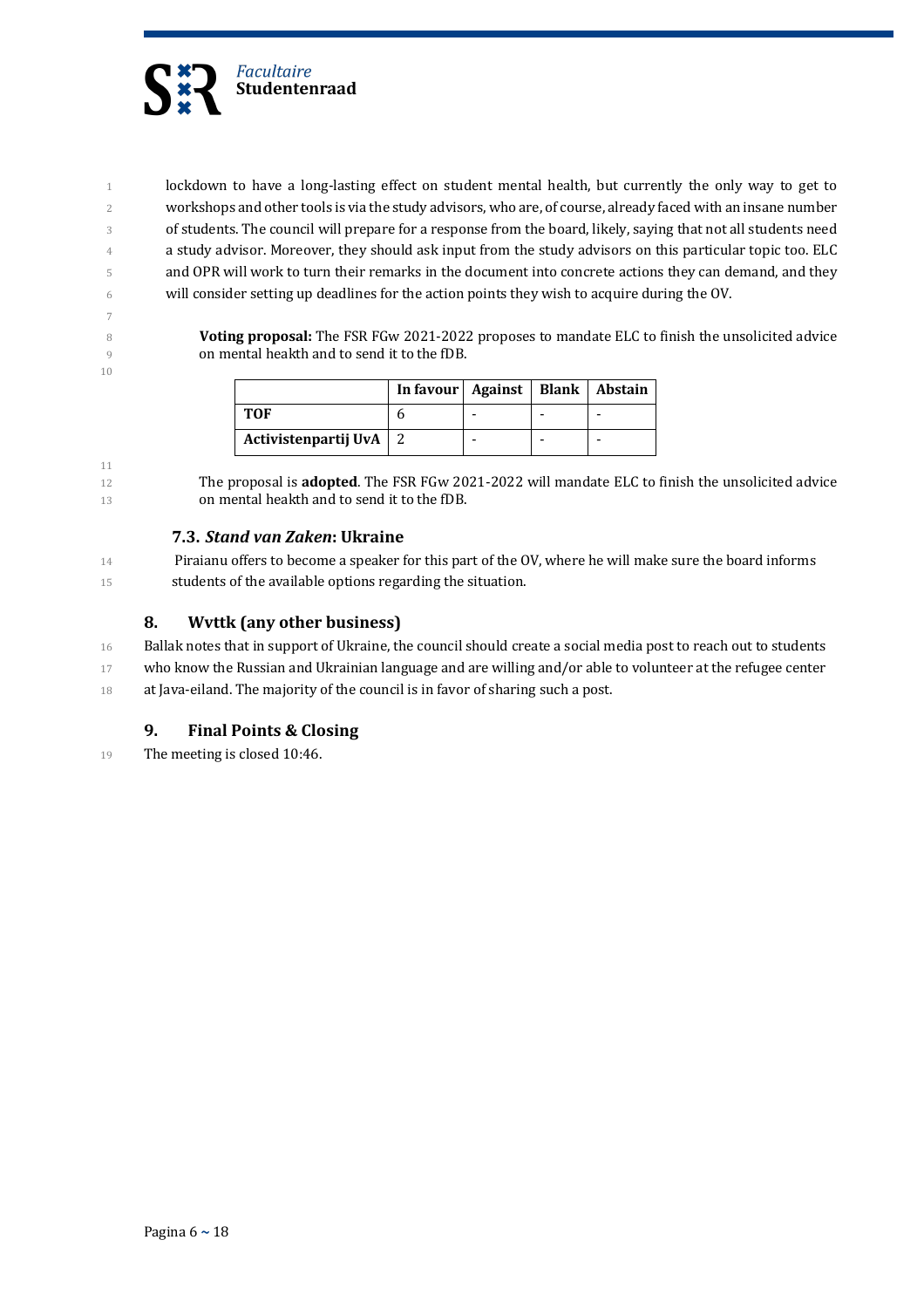lockdown to have a long-lasting effect on student mental health, but currently the only way to get to workshops and other tools is via the study advisors, who are, of course, already faced with an insane number of students. The council will prepare for a response from the board, likely, saying that not all students need a study advisor. Moreover, they should ask input from the study advisors on this particular topic too. ELC and OPR will work to turn their remarks in the document into concrete actions they can demand, and they will consider setting up deadlines for the action points they wish to acquire during the OV.

**Voting proposal:** The FSR FGw 2021-2022 proposes to mandate ELC to finish the unsolicited advice on mental heakth and to send it to the fDB.

| | In favour | Against | Blank | Abstain |
|---|---|---|---|---|
| **TOF** | 6 | - | - | - |
| **Activistenpartij UvA** | 2 | - | - | - |

The proposal is **adopted**. The FSR FGw 2021-2022 will mandate ELC to finish the unsolicited advice on mental heakth and to send it to the fDB.

### 7.3. *Stand van Zaken*: Ukraine

Piraianu offers to become a speaker for this part of the OV, where he will make sure the board informs students of the available options regarding the situation.

## 8. Wvttk (any other business)

Ballak notes that in support of Ukraine, the council should create a social media post to reach out to students who know the Russian and Ukrainian language and are willing and/or able to volunteer at the refugee center at Java-eiland. The majority of the council is in favor of sharing such a post.

## 9. Final Points & Closing

The meeting is closed 10:46.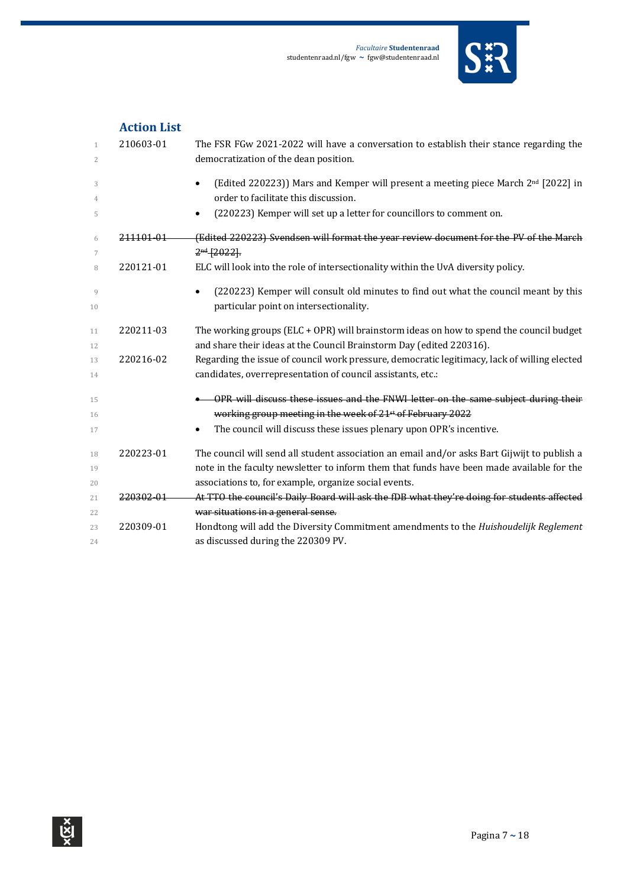## Action List

| | |
|---|---|
| 210603-01 | The FSR FGw 2021-2022 will have a conversation to establish their stance regarding the democratization of the dean position.<br>• (Edited 220223)) Mars and Kemper will present a meeting piece March 2nd [2022] in order to facilitate this discussion.<br>• (220223) Kemper will set up a letter for councillors to comment on. |
| ~~211101-01~~ | ~~(Edited 220223) Svendsen will format the year review document for the PV of the March 2nd [2022].~~ |
| 220121-01 | ELC will look into the role of intersectionality within the UvA diversity policy.<br>• (220223) Kemper will consult old minutes to find out what the council meant by this particular point on intersectionality. |
| 220211-03 | The working groups (ELC + OPR) will brainstorm ideas on how to spend the council budget and share their ideas at the Council Brainstorm Day (edited 220316). |
| 220216-02 | Regarding the issue of council work pressure, democratic legitimacy, lack of willing elected candidates, overrepresentation of council assistants, etc.:<br>• ~~OPR will discuss these issues and the FNWI letter on the same subject during their working group meeting in the week of 21st of February 2022~~<br>• The council will discuss these issues plenary upon OPR's incentive. |
| 220223-01 | The council will send all student association an email and/or asks Bart Gijwijt to publish a note in the faculty newsletter to inform them that funds have been made available for the associations to, for example, organize social events. |
| ~~220302-01~~ | ~~At TTO the council's Daily Board will ask the fDB what they're doing for students affected war situations in a general sense.~~ |
| 220309-01 | Hondtong will add the Diversity Commitment amendments to the *Huishoudelijk Reglement* as discussed during the 220309 PV. |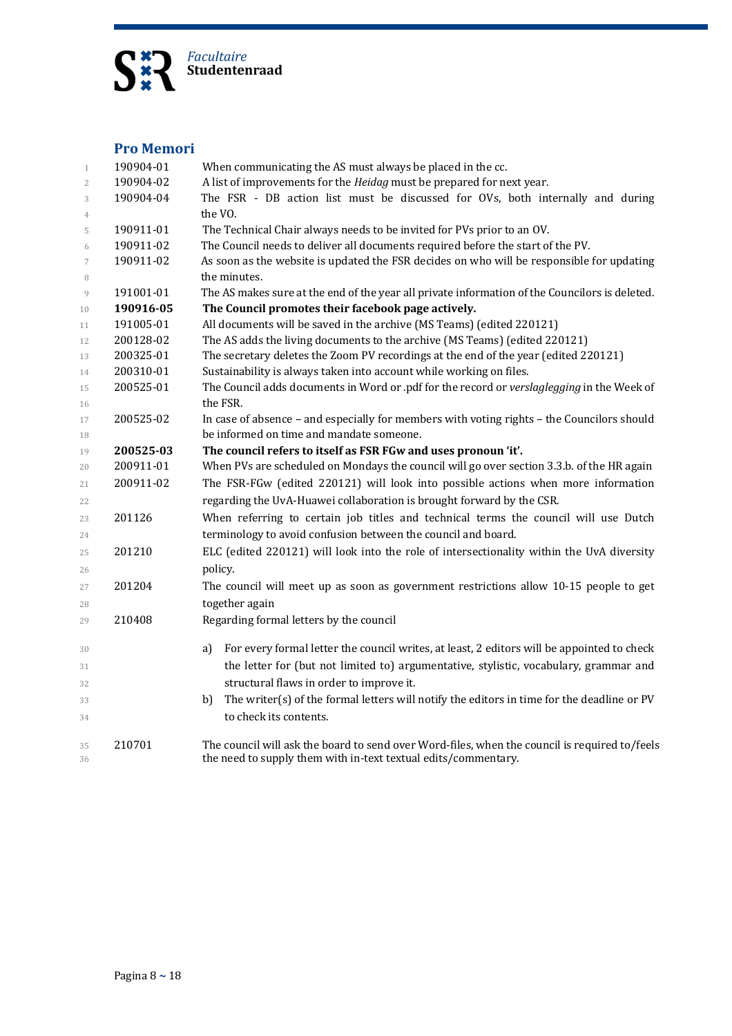## Pro Memori

| | |
|---|---|
| 190904-01 | When communicating the AS must always be placed in the cc. |
| 190904-02 | A list of improvements for the *Heidag* must be prepared for next year. |
| 190904-04 | The FSR - DB action list must be discussed for OVs, both internally and during the VO. |
| 190911-01 | The Technical Chair always needs to be invited for PVs prior to an OV. |
| 190911-02 | The Council needs to deliver all documents required before the start of the PV. |
| 190911-02 | As soon as the website is updated the FSR decides on who will be responsible for updating the minutes. |
| 191001-01 | The AS makes sure at the end of the year all private information of the Councilors is deleted. |
| **190916-05** | **The Council promotes their facebook page actively.** |
| 191005-01 | All documents will be saved in the archive (MS Teams) (edited 220121) |
| 200128-02 | The AS adds the living documents to the archive (MS Teams) (edited 220121) |
| 200325-01 | The secretary deletes the Zoom PV recordings at the end of the year (edited 220121) |
| 200310-01 | Sustainability is always taken into account while working on files. |
| 200525-01 | The Council adds documents in Word or .pdf for the record or *verslaglegging* in the Week of the FSR. |
| 200525-02 | In case of absence – and especially for members with voting rights – the Councilors should be informed on time and mandate someone. |
| **200525-03** | **The council refers to itself as FSR FGw and uses pronoun 'it'.** |
| 200911-01 | When PVs are scheduled on Mondays the council will go over section 3.3.b. of the HR again |
| 200911-02 | The FSR-FGw (edited 220121) will look into possible actions when more information regarding the UvA-Huawei collaboration is brought forward by the CSR. |
| 201126 | When referring to certain job titles and technical terms the council will use Dutch terminology to avoid confusion between the council and board. |
| 201210 | ELC (edited 220121) will look into the role of intersectionality within the UvA diversity policy. |
| 201204 | The council will meet up as soon as government restrictions allow 10-15 people to get together again |
| 210408 | Regarding formal letters by the council<br>a) For every formal letter the council writes, at least, 2 editors will be appointed to check the letter for (but not limited to) argumentative, stylistic, vocabulary, grammar and structural flaws in order to improve it.<br>b) The writer(s) of the formal letters will notify the editors in time for the deadline or PV to check its contents. |
| 210701 | The council will ask the board to send over Word-files, when the council is required to/feels the need to supply them with in-text textual edits/commentary. |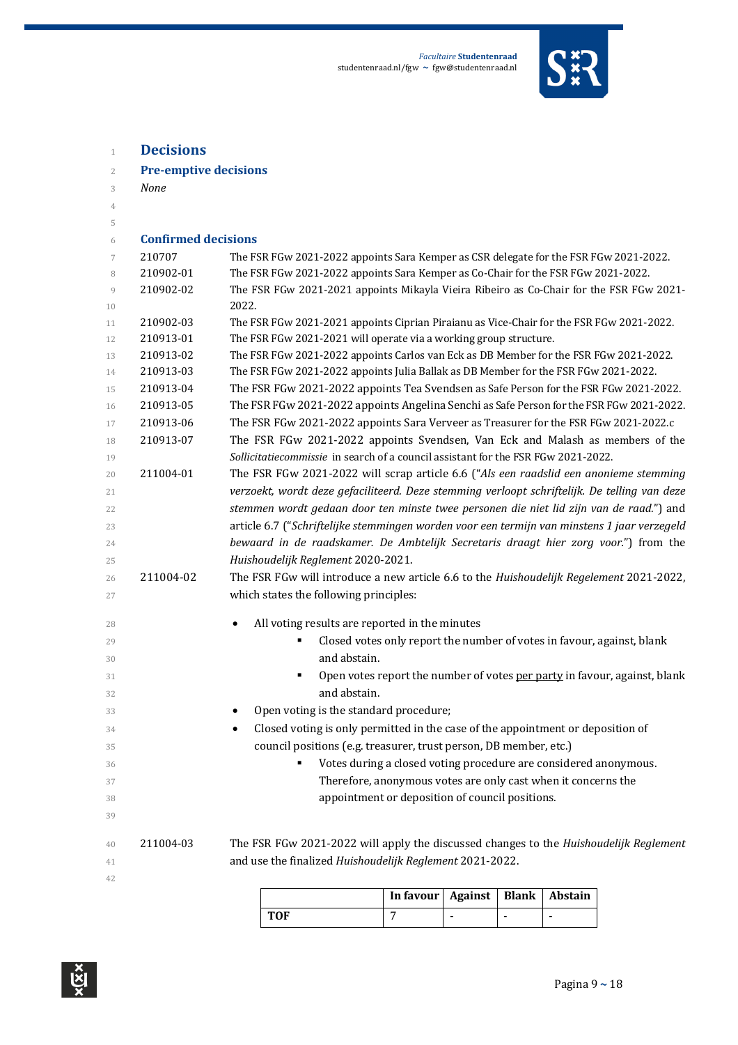# Decisions

## Pre-emptive decisions

*None*

## Confirmed decisions

| | |
|---|---|
| 210707 | The FSR FGw 2021-2022 appoints Sara Kemper as CSR delegate for the FSR FGw 2021-2022. |
| 210902-01 | The FSR FGw 2021-2022 appoints Sara Kemper as Co-Chair for the FSR FGw 2021-2022. |
| 210902-02 | The FSR FGw 2021-2021 appoints Mikayla Vieira Ribeiro as Co-Chair for the FSR FGw 2021-2022. |
| 210902-03 | The FSR FGw 2021-2021 appoints Ciprian Piraianu as Vice-Chair for the FSR FGw 2021-2022. |
| 210913-01 | The FSR FGw 2021-2021 will operate via a working group structure. |
| 210913-02 | The FSR FGw 2021-2022 appoints Carlos van Eck as DB Member for the FSR FGw 2021-2022. |
| 210913-03 | The FSR FGw 2021-2022 appoints Julia Ballak as DB Member for the FSR FGw 2021-2022. |
| 210913-04 | The FSR FGw 2021-2022 appoints Tea Svendsen as Safe Person for the FSR FGw 2021-2022. |
| 210913-05 | The FSR FGw 2021-2022 appoints Angelina Senchi as Safe Person for the FSR FGw 2021-2022. |
| 210913-06 | The FSR FGw 2021-2022 appoints Sara Verveer as Treasurer for the FSR FGw 2021-2022.c |
| 210913-07 | The FSR FGw 2021-2022 appoints Svendsen, Van Eck and Malash as members of the *Sollicitatiecommissie* in search of a council assistant for the FSR FGw 2021-2022. |
| 211004-01 | The FSR FGw 2021-2022 will scrap article 6.6 ("*Als een raadslid een anonieme stemming verzoekt, wordt deze gefaciliteerd. Deze stemming verloopt schriftelijk. De telling van deze stemmen wordt gedaan door ten minste twee personen die niet lid zijn van de raad.*") and article 6.7 ("*Schriftelijke stemmingen worden voor een termijn van minstens 1 jaar verzegeld bewaard in de raadskamer. De Ambtelijk Secretaris draagt hier zorg voor.*") from the *Huishoudelijk Reglement* 2020-2021. |

211004-02 The FSR FGw will introduce a new article 6.6 to the *Huishoudelijk Regelement* 2021-2022, which states the following principles:

- All voting results are reported in the minutes
  - Closed votes only report the number of votes in favour, against, blank and abstain.
  - Open votes report the number of votes per party in favour, against, blank and abstain.
- Open voting is the standard procedure;
- Closed voting is only permitted in the case of the appointment or deposition of council positions (e.g. treasurer, trust person, DB member, etc.)
  - Votes during a closed voting procedure are considered anonymous. Therefore, anonymous votes are only cast when it concerns the appointment or deposition of council positions.

211004-03 The FSR FGw 2021-2022 will apply the discussed changes to the *Huishoudelijk Reglement* and use the finalized *Huishoudelijk Reglement* 2021-2022.

| | In favour | Against | Blank | Abstain |
|---|---|---|---|---|
| **TOF** | 7 | - | - | - |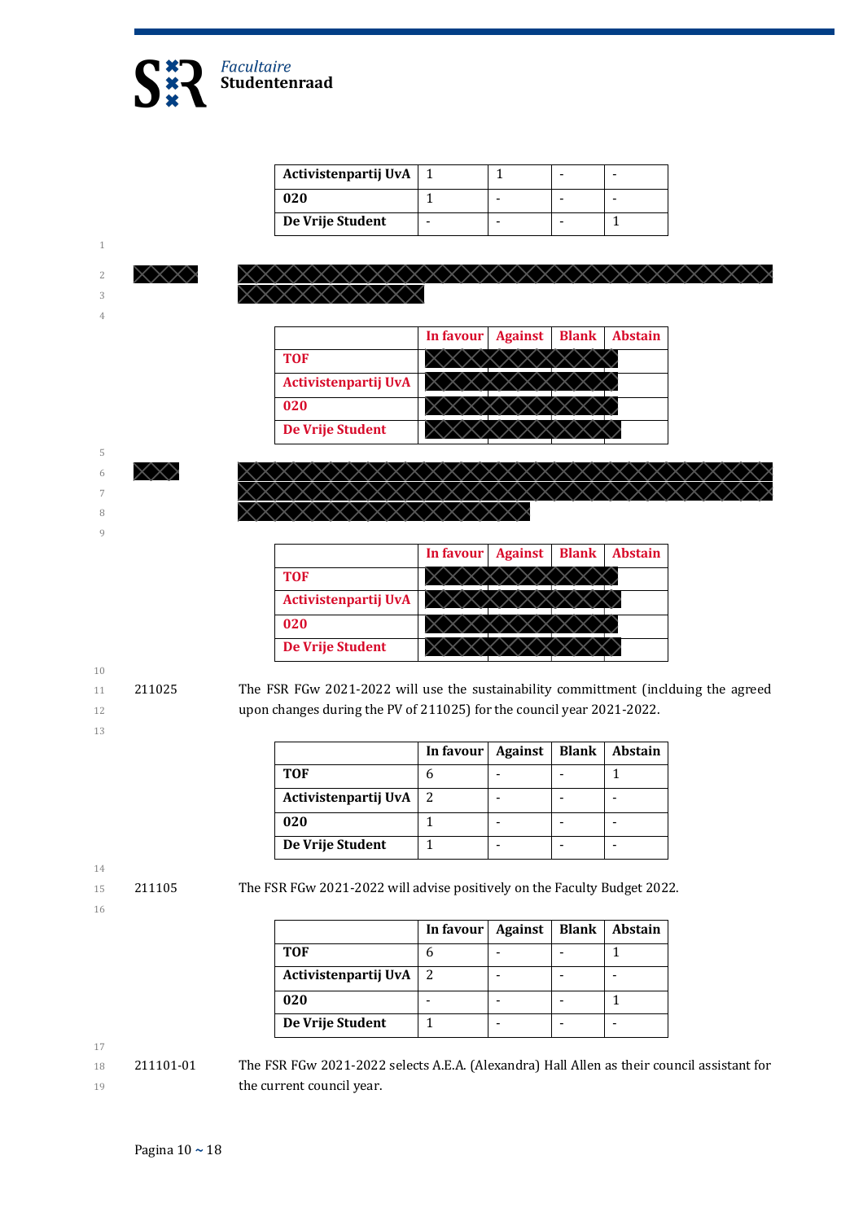| Activistenpartij UvA | 1 | 1 | - | - |
|---|---|---|---|---|
| 020 | 1 | - | - | - |
| De Vrije Student | - | - | - | 1 |

| | In favour | Against | Blank | Abstain |
|---|---|---|---|---|
| TOF | | | | |
| Activistenpartij UvA | | | | |
| 020 | | | | |
| De Vrije Student | | | | |

| | In favour | Against | Blank | Abstain |
|---|---|---|---|---|
| TOF | | | | |
| Activistenpartij UvA | | | | |
| 020 | | | | |
| De Vrije Student | | | | |

211025 The FSR FGw 2021-2022 will use the sustainability committment (inclduing the agreed upon changes during the PV of 211025) for the council year 2021-2022.

| | In favour | Against | Blank | Abstain |
|---|---|---|---|---|
| TOF | 6 | - | - | 1 |
| Activistenpartij UvA | 2 | - | - | - |
| 020 | 1 | - | - | - |
| De Vrije Student | 1 | - | - | - |

211105 The FSR FGw 2021-2022 will advise positively on the Faculty Budget 2022.

| | In favour | Against | Blank | Abstain |
|---|---|---|---|---|
| TOF | 6 | - | - | 1 |
| Activistenpartij UvA | 2 | - | - | - |
| 020 | - | - | - | 1 |
| De Vrije Student | 1 | - | - | - |

211101-01 The FSR FGw 2021-2022 selects A.E.A. (Alexandra) Hall Allen as their council assistant for the current council year.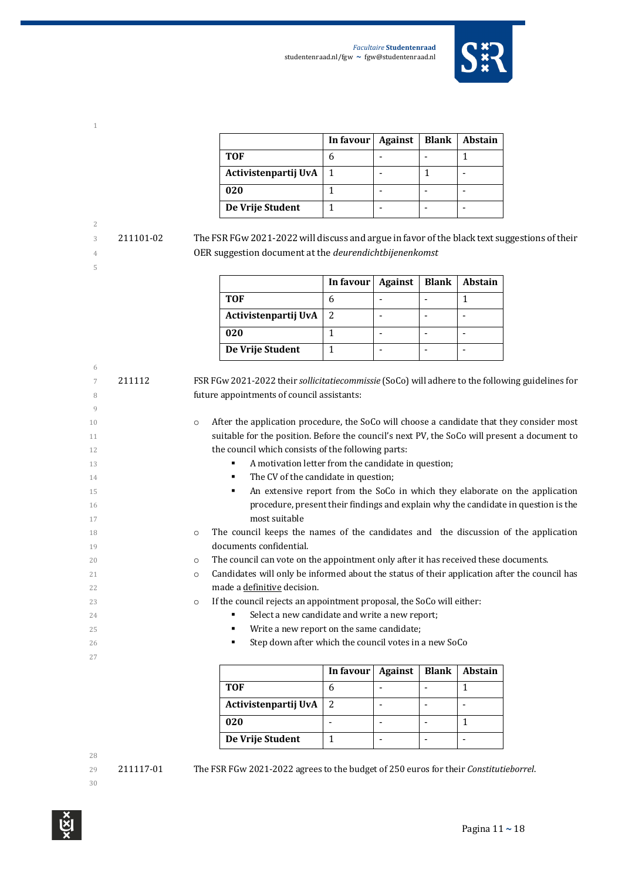| | In favour | Against | Blank | Abstain |
|---|---|---|---|---|
| **TOF** | 6 | - | - | 1 |
| **Activistenpartij UvA** | 1 | - | 1 | - |
| **020** | 1 | - | - | - |
| **De Vrije Student** | 1 | - | - | - |

211101-02 The FSR FGw 2021-2022 will discuss and argue in favor of the black text suggestions of their OER suggestion document at the *deurendichtbijenenkomst*

| | In favour | Against | Blank | Abstain |
|---|---|---|---|---|
| **TOF** | 6 | - | - | 1 |
| **Activistenpartij UvA** | 2 | - | - | - |
| **020** | 1 | - | - | - |
| **De Vrije Student** | 1 | - | - | - |

211112 FSR FGw 2021-2022 their *sollicitatiecommissie* (SoCo) will adhere to the following guidelines for future appointments of council assistants:

- After the application procedure, the SoCo will choose a candidate that they consider most suitable for the position. Before the council's next PV, the SoCo will present a document to the council which consists of the following parts:
  - A motivation letter from the candidate in question;
  - The CV of the candidate in question;
  - An extensive report from the SoCo in which they elaborate on the application procedure, present their findings and explain why the candidate in question is the most suitable
- The council keeps the names of the candidates and the discussion of the application documents confidential.
- The council can vote on the appointment only after it has received these documents.
- Candidates will only be informed about the status of their application after the council has made a <u>definitive</u> decision.
- If the council rejects an appointment proposal, the SoCo will either:
  - Select a new candidate and write a new report;
  - Write a new report on the same candidate;
  - Step down after which the council votes in a new SoCo

| | In favour | Against | Blank | Abstain |
|---|---|---|---|---|
| **TOF** | 6 | - | - | 1 |
| **Activistenpartij UvA** | 2 | - | - | - |
| **020** | - | - | - | 1 |
| **De Vrije Student** | 1 | - | - | - |

211117-01 The FSR FGw 2021-2022 agrees to the budget of 250 euros for their *Constitutieborrel*.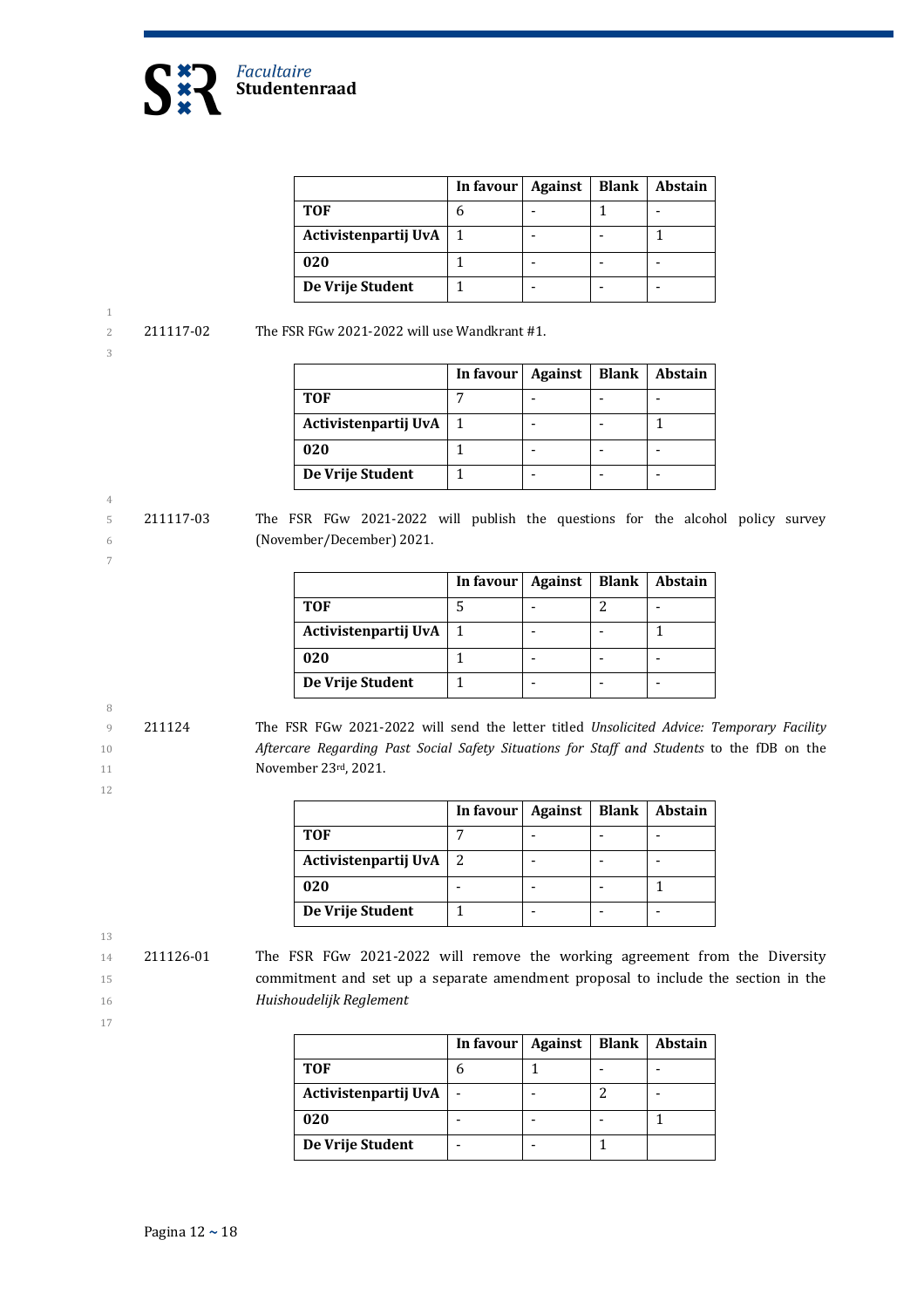| | In favour | Against | Blank | Abstain |
|---|---|---|---|---|
| **TOF** | 6 | - | 1 | - |
| **Activistenpartij UvA** | 1 | - | - | 1 |
| **020** | 1 | - | - | - |
| **De Vrije Student** | 1 | - | - | - |

211117-02 The FSR FGw 2021-2022 will use Wandkrant #1.

| | In favour | Against | Blank | Abstain |
|---|---|---|---|---|
| **TOF** | 7 | - | - | - |
| **Activistenpartij UvA** | 1 | - | - | 1 |
| **020** | 1 | - | - | - |
| **De Vrije Student** | 1 | - | - | - |

211117-03 The FSR FGw 2021-2022 will publish the questions for the alcohol policy survey (November/December) 2021.

| | In favour | Against | Blank | Abstain |
|---|---|---|---|---|
| **TOF** | 5 | - | 2 | - |
| **Activistenpartij UvA** | 1 | - | - | 1 |
| **020** | 1 | - | - | - |
| **De Vrije Student** | 1 | - | - | - |

211124 The FSR FGw 2021-2022 will send the letter titled *Unsolicited Advice: Temporary Facility Aftercare Regarding Past Social Safety Situations for Staff and Students* to the fDB on the November 23rd, 2021.

| | In favour | Against | Blank | Abstain |
|---|---|---|---|---|
| **TOF** | 7 | - | - | - |
| **Activistenpartij UvA** | 2 | - | - | - |
| **020** | - | - | - | 1 |
| **De Vrije Student** | 1 | - | - | - |

211126-01 The FSR FGw 2021-2022 will remove the working agreement from the Diversity commitment and set up a separate amendment proposal to include the section in the *Huishoudelijk Reglement*

| | In favour | Against | Blank | Abstain |
|---|---|---|---|---|
| **TOF** | 6 | 1 | - | - |
| **Activistenpartij UvA** | - | - | 2 | - |
| **020** | - | - | - | 1 |
| **De Vrije Student** | - | - | 1 | |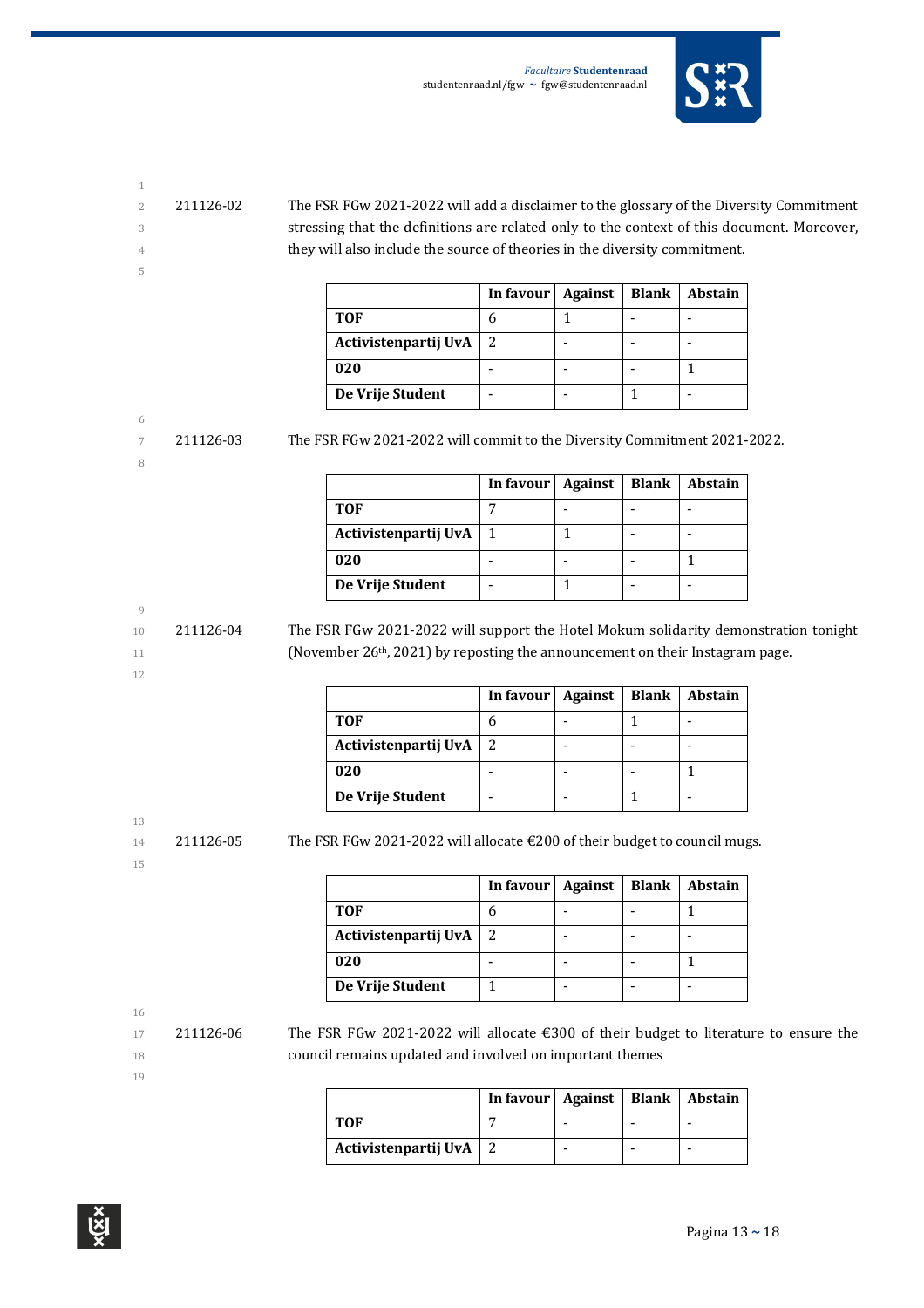211126-02 The FSR FGw 2021-2022 will add a disclaimer to the glossary of the Diversity Commitment stressing that the definitions are related only to the context of this document. Moreover, they will also include the source of theories in the diversity commitment.

| | In favour | Against | Blank | Abstain |
|---|---|---|---|---|
| **TOF** | 6 | 1 | - | - |
| **Activistenpartij UvA** | 2 | - | - | - |
| **020** | - | - | - | 1 |
| **De Vrije Student** | - | - | 1 | - |

211126-03 The FSR FGw 2021-2022 will commit to the Diversity Commitment 2021-2022.

| | In favour | Against | Blank | Abstain |
|---|---|---|---|---|
| **TOF** | 7 | - | - | - |
| **Activistenpartij UvA** | 1 | 1 | - | - |
| **020** | - | - | - | 1 |
| **De Vrije Student** | - | 1 | - | - |

211126-04 The FSR FGw 2021-2022 will support the Hotel Mokum solidarity demonstration tonight (November 26th, 2021) by reposting the announcement on their Instagram page.

| | In favour | Against | Blank | Abstain |
|---|---|---|---|---|
| **TOF** | 6 | - | 1 | - |
| **Activistenpartij UvA** | 2 | - | - | - |
| **020** | - | - | - | 1 |
| **De Vrije Student** | - | - | 1 | - |

211126-05 The FSR FGw 2021-2022 will allocate €200 of their budget to council mugs.

| | In favour | Against | Blank | Abstain |
|---|---|---|---|---|
| **TOF** | 6 | - | - | 1 |
| **Activistenpartij UvA** | 2 | - | - | - |
| **020** | - | - | - | 1 |
| **De Vrije Student** | 1 | - | - | - |

211126-06 The FSR FGw 2021-2022 will allocate €300 of their budget to literature to ensure the council remains updated and involved on important themes

| | In favour | Against | Blank | Abstain |
|---|---|---|---|---|
| **TOF** | 7 | - | - | - |
| **Activistenpartij UvA** | 2 | - | - | - |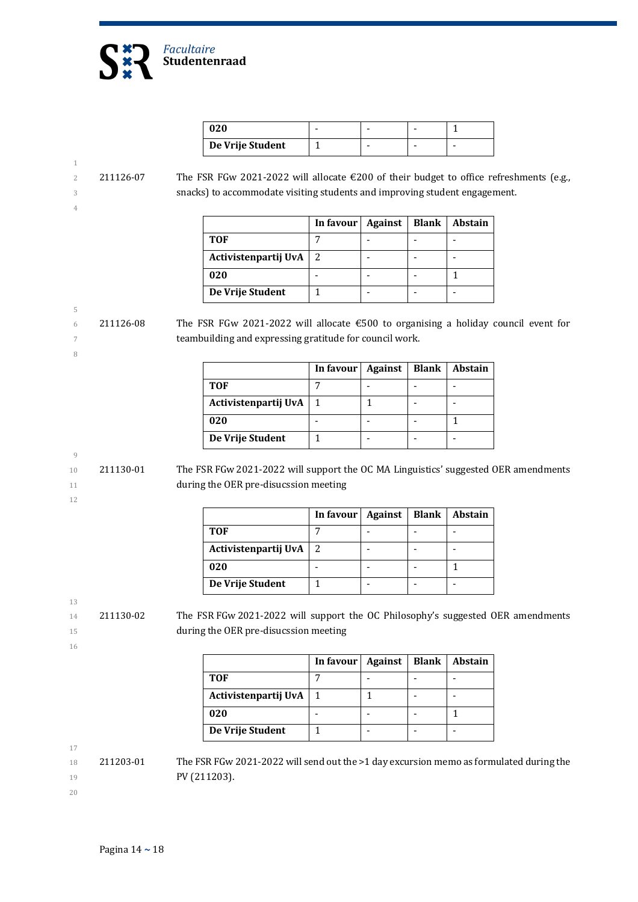| 020 | - | - | - | 1 |
|---|---|---|---|---|
| De Vrije Student | 1 | - | - | - |

211126-07 The FSR FGw 2021-2022 will allocate €200 of their budget to office refreshments (e.g., snacks) to accommodate visiting students and improving student engagement.

| | In favour | Against | Blank | Abstain |
|---|---|---|---|---|
| TOF | 7 | - | - | - |
| Activistenpartij UvA | 2 | - | - | - |
| 020 | - | - | - | 1 |
| De Vrije Student | 1 | - | - | - |

211126-08 The FSR FGw 2021-2022 will allocate €500 to organising a holiday council event for teambuilding and expressing gratitude for council work.

| | In favour | Against | Blank | Abstain |
|---|---|---|---|---|
| TOF | 7 | - | - | - |
| Activistenpartij UvA | 1 | 1 | - | - |
| 020 | - | - | - | 1 |
| De Vrije Student | 1 | - | - | - |

211130-01 The FSR FGw 2021-2022 will support the OC MA Linguistics' suggested OER amendments during the OER pre-disucssion meeting

| | In favour | Against | Blank | Abstain |
|---|---|---|---|---|
| TOF | 7 | - | - | - |
| Activistenpartij UvA | 2 | - | - | - |
| 020 | - | - | - | 1 |
| De Vrije Student | 1 | - | - | - |

211130-02 The FSR FGw 2021-2022 will support the OC Philosophy's suggested OER amendments during the OER pre-disucssion meeting

| | In favour | Against | Blank | Abstain |
|---|---|---|---|---|
| TOF | 7 | - | - | - |
| Activistenpartij UvA | 1 | 1 | - | - |
| 020 | - | - | - | 1 |
| De Vrije Student | 1 | - | - | - |

211203-01 The FSR FGw 2021-2022 will send out the >1 day excursion memo as formulated during the PV (211203).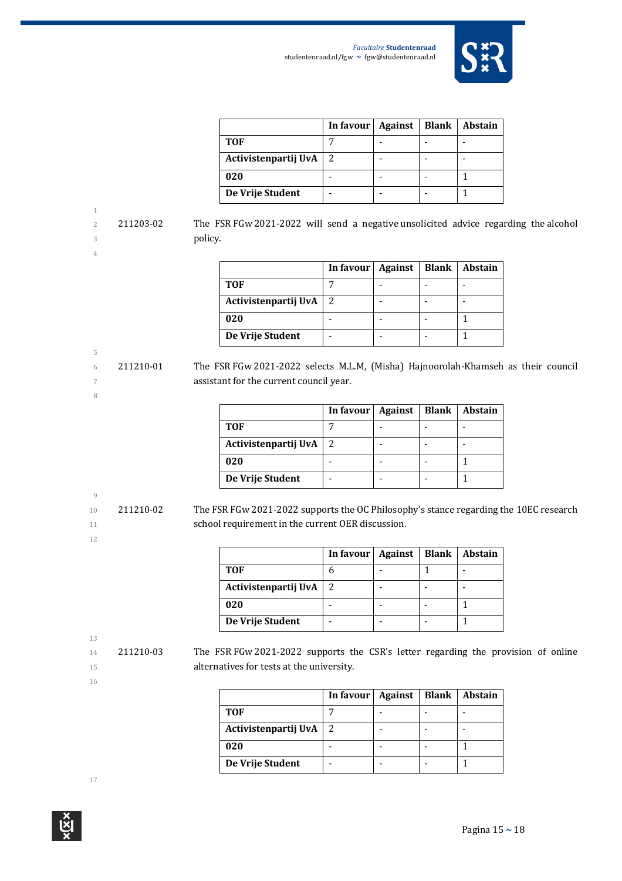| | In favour | Against | Blank | Abstain |
|---|---|---|---|---|
| **TOF** | 7 | - | - | - |
| **Activistenpartij UvA** | 2 | - | - | - |
| **020** | - | - | - | 1 |
| **De Vrije Student** | - | - | - | 1 |

211203-02 The FSR FGw 2021-2022 will send a negative unsolicited advice regarding the alcohol policy.

| | In favour | Against | Blank | Abstain |
|---|---|---|---|---|
| **TOF** | 7 | - | - | - |
| **Activistenpartij UvA** | 2 | - | - | - |
| **020** | - | - | - | 1 |
| **De Vrije Student** | - | - | - | 1 |

211210-01 The FSR FGw 2021-2022 selects M.L.M, (Misha) Hajnoorolah-Khamseh as their council assistant for the current council year.

| | In favour | Against | Blank | Abstain |
|---|---|---|---|---|
| **TOF** | 7 | - | - | - |
| **Activistenpartij UvA** | 2 | - | - | - |
| **020** | - | - | - | 1 |
| **De Vrije Student** | - | - | - | 1 |

211210-02 The FSR FGw 2021-2022 supports the OC Philosophy's stance regarding the 10EC research school requirement in the current OER discussion.

| | In favour | Against | Blank | Abstain |
|---|---|---|---|---|
| **TOF** | 6 | - | 1 | - |
| **Activistenpartij UvA** | 2 | - | - | - |
| **020** | - | - | - | 1 |
| **De Vrije Student** | - | - | - | 1 |

211210-03 The FSR FGw 2021-2022 supports the CSR's letter regarding the provision of online alternatives for tests at the university.

| | In favour | Against | Blank | Abstain |
|---|---|---|---|---|
| **TOF** | 7 | - | - | - |
| **Activistenpartij UvA** | 2 | - | - | - |
| **020** | - | - | - | 1 |
| **De Vrije Student** | - | - | - | 1 |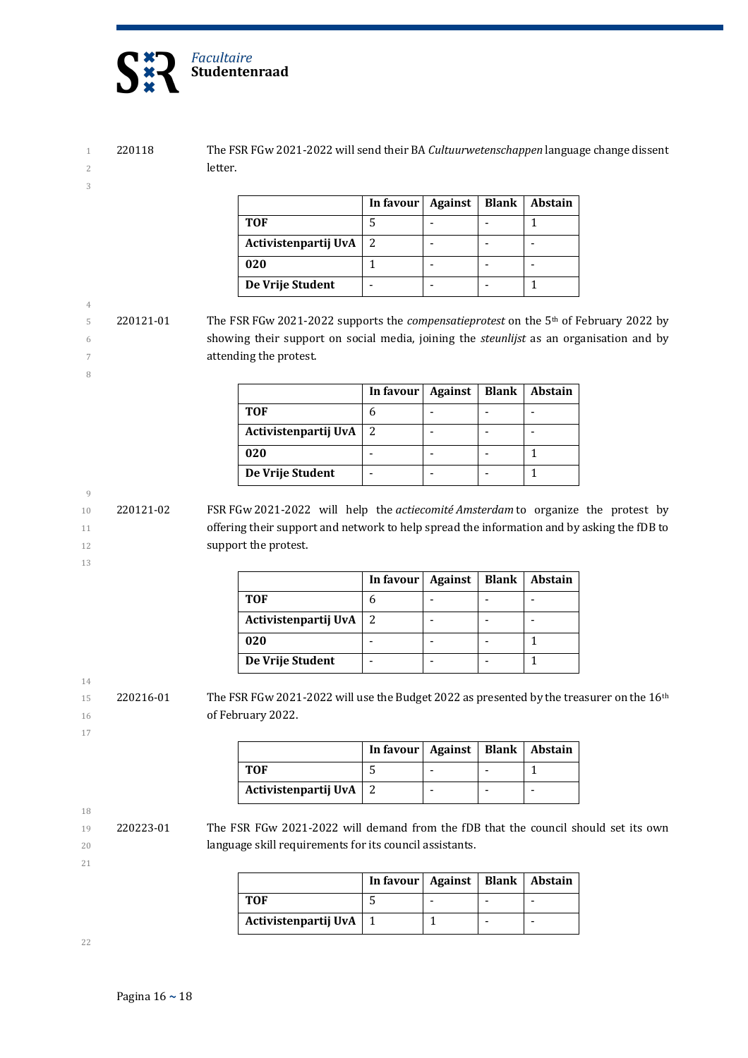220118 The FSR FGw 2021-2022 will send their BA *Cultuurwetenschappen* language change dissent letter.

| | In favour | Against | Blank | Abstain |
|---|---|---|---|---|
| **TOF** | 5 | - | - | 1 |
| **Activistenpartij UvA** | 2 | - | - | - |
| **020** | 1 | - | - | - |
| **De Vrije Student** | - | - | - | 1 |

220121-01 The FSR FGw 2021-2022 supports the *compensatieprotest* on the 5th of February 2022 by showing their support on social media, joining the *steunlijst* as an organisation and by attending the protest.

| | In favour | Against | Blank | Abstain |
|---|---|---|---|---|
| **TOF** | 6 | - | - | - |
| **Activistenpartij UvA** | 2 | - | - | - |
| **020** | - | - | - | 1 |
| **De Vrije Student** | - | - | - | 1 |

220121-02 FSR FGw 2021-2022 will help the *actiecomité Amsterdam* to organize the protest by offering their support and network to help spread the information and by asking the fDB to support the protest.

| | In favour | Against | Blank | Abstain |
|---|---|---|---|---|
| **TOF** | 6 | - | - | - |
| **Activistenpartij UvA** | 2 | - | - | - |
| **020** | - | - | - | 1 |
| **De Vrije Student** | - | - | - | 1 |

220216-01 The FSR FGw 2021-2022 will use the Budget 2022 as presented by the treasurer on the 16th of February 2022.

| | In favour | Against | Blank | Abstain |
|---|---|---|---|---|
| **TOF** | 5 | - | - | 1 |
| **Activistenpartij UvA** | 2 | - | - | - |

220223-01 The FSR FGw 2021-2022 will demand from the fDB that the council should set its own language skill requirements for its council assistants.

| | In favour | Against | Blank | Abstain |
|---|---|---|---|---|
| **TOF** | 5 | - | - | - |
| **Activistenpartij UvA** | 1 | 1 | - | - |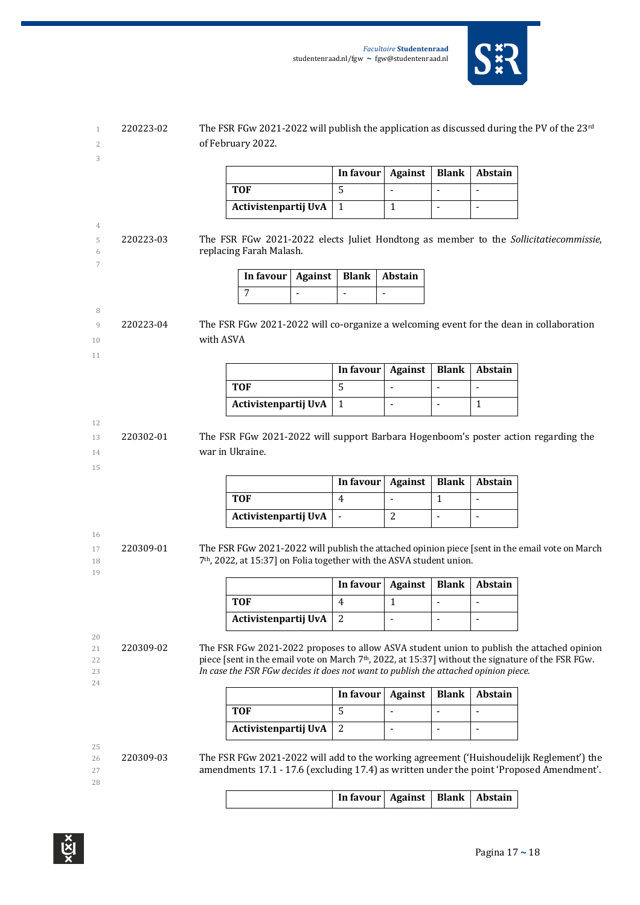220223-02 The FSR FGw 2021-2022 will publish the application as discussed during the PV of the 23rd of February 2022.

| | In favour | Against | Blank | Abstain |
|---|---|---|---|---|
| **TOF** | 5 | - | - | - |
| **Activistenpartij UvA** | 1 | 1 | - | - |

220223-03 The FSR FGw 2021-2022 elects Juliet Hondtong as member to the *Sollicitatiecommissie*, replacing Farah Malash.

| In favour | Against | Blank | Abstain |
|---|---|---|---|
| 7 | - | - | - |

220223-04 The FSR FGw 2021-2022 will co-organize a welcoming event for the dean in collaboration with ASVA

| | In favour | Against | Blank | Abstain |
|---|---|---|---|---|
| **TOF** | 5 | - | - | - |
| **Activistenpartij UvA** | 1 | - | - | 1 |

220302-01 The FSR FGw 2021-2022 will support Barbara Hogenboom's poster action regarding the war in Ukraine.

| | In favour | Against | Blank | Abstain |
|---|---|---|---|---|
| **TOF** | 4 | - | 1 | - |
| **Activistenpartij UvA** | - | 2 | - | - |

220309-01 The FSR FGw 2021-2022 will publish the attached opinion piece [sent in the email vote on March 7th, 2022, at 15:37] on Folia together with the ASVA student union.

| | In favour | Against | Blank | Abstain |
|---|---|---|---|---|
| **TOF** | 4 | 1 | - | - |
| **Activistenpartij UvA** | 2 | - | - | - |

220309-02 The FSR FGw 2021-2022 proposes to allow ASVA student union to publish the attached opinion piece [sent in the email vote on March 7th, 2022, at 15:37] without the signature of the FSR FGw. *In case the FSR FGw decides it does not want to publish the attached opinion piece.*

| | In favour | Against | Blank | Abstain |
|---|---|---|---|---|
| **TOF** | 5 | - | - | - |
| **Activistenpartij UvA** | 2 | - | - | - |

220309-03 The FSR FGw 2021-2022 will add to the working agreement ('Huishoudelijk Reglement') the amendments 17.1 - 17.6 (excluding 17.4) as written under the point 'Proposed Amendment'.

| | In favour | Against | Blank | Abstain |
|---|---|---|---|---|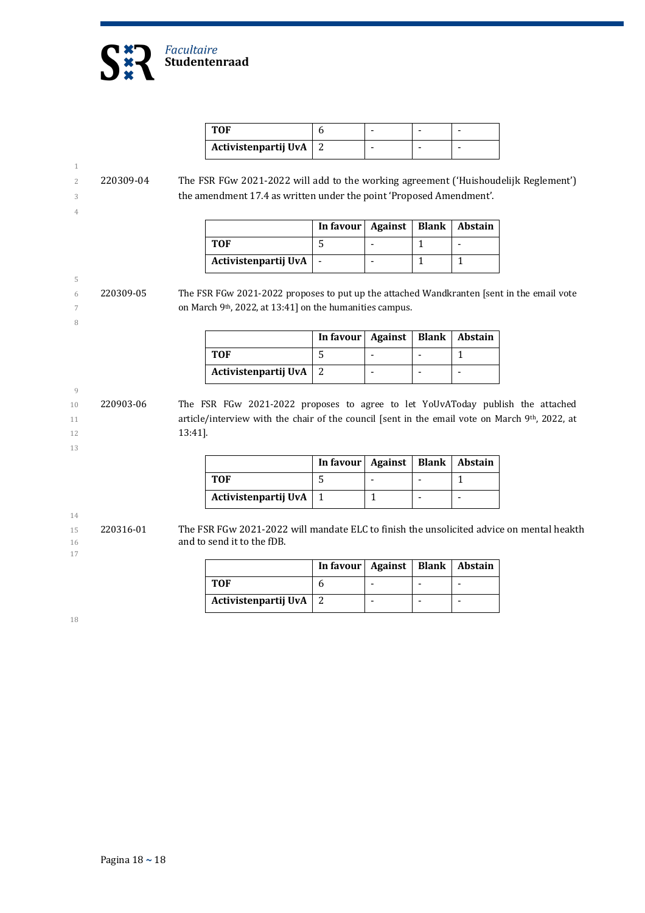| | | | | |
|---|---|---|---|---|
| **TOF** | 6 | - | - | - |
| **Activistenpartij UvA** | 2 | - | - | - |

220309-04 The FSR FGw 2021-2022 will add to the working agreement ('Huishoudelijk Reglement') the amendment 17.4 as written under the point 'Proposed Amendment'.

| | In favour | Against | Blank | Abstain |
|---|---|---|---|---|
| **TOF** | 5 | - | 1 | - |
| **Activistenpartij UvA** | - | - | 1 | 1 |

220309-05 The FSR FGw 2021-2022 proposes to put up the attached Wandkranten [sent in the email vote on March 9th, 2022, at 13:41] on the humanities campus.

| | In favour | Against | Blank | Abstain |
|---|---|---|---|---|
| **TOF** | 5 | - | - | 1 |
| **Activistenpartij UvA** | 2 | - | - | - |

220903-06 The FSR FGw 2021-2022 proposes to agree to let YoUvAToday publish the attached article/interview with the chair of the council [sent in the email vote on March 9th, 2022, at 13:41].

| | In favour | Against | Blank | Abstain |
|---|---|---|---|---|
| **TOF** | 5 | - | - | 1 |
| **Activistenpartij UvA** | 1 | 1 | - | - |

220316-01 The FSR FGw 2021-2022 will mandate ELC to finish the unsolicited advice on mental heakth and to send it to the fDB.

| | In favour | Against | Blank | Abstain |
|---|---|---|---|---|
| **TOF** | 6 | - | - | - |
| **Activistenpartij UvA** | 2 | - | - | - |